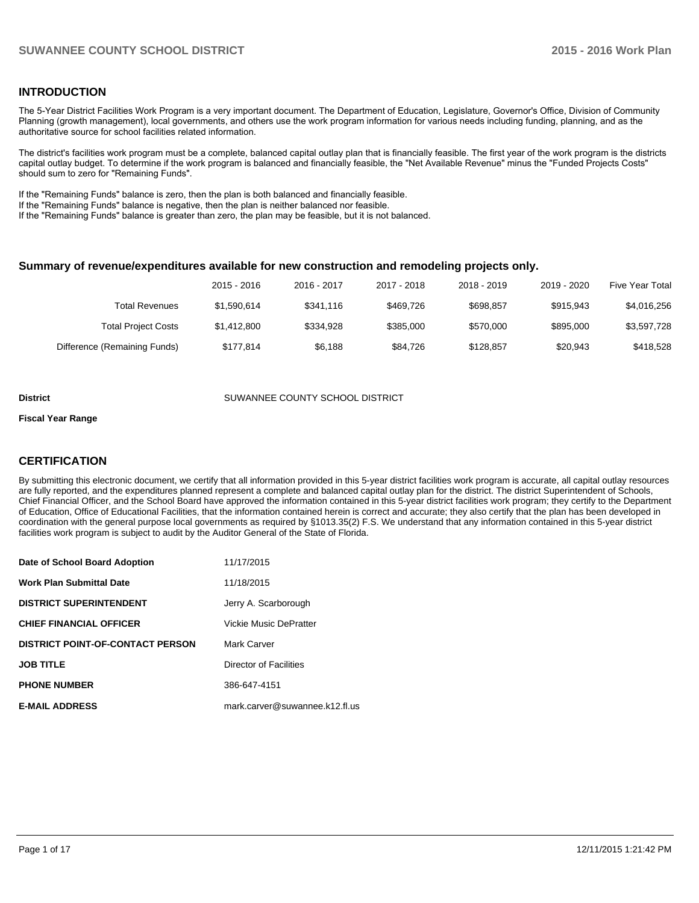## INTRODUCTION

The 5-Year District Facilities Work Program is a very important document. The Department of Education, Legislature, Governor's Office, Division of Community Planning (growth management), local governments, and others use the work program information for various needs including funding, planning, and as the authoritative source for school facilities related information.

The district's facilities work program must be a complete, balanced capital outlay plan that is financially feasible. The first year of the work program is the districts capital outlay budget. To determine if the work program is balanced and financially feasible, the "Net Available Revenue" minus the "Funded Projects Costs" should sum to zero for "Remaining Funds".

If the "Remaining Funds" balance is zero, then the plan is both balanced and financially feasible.
If the "Remaining Funds" balance is negative, then the plan is neither balanced nor feasible.
If the "Remaining Funds" balance is greater than zero, the plan may be feasible, but it is not balanced.

### Summary of revenue/expenditures available for new construction and remodeling projects only.

| | 2015 - 2016 | 2016 - 2017 | 2017 - 2018 | 2018 - 2019 | 2019 - 2020 | Five Year Total |
|---|---|---|---|---|---|---|
| Total Revenues | $1,590,614 | $341,116 | $469,726 | $698,857 | $915,943 | $4,016,256 |
| Total Project Costs | $1,412,800 | $334,928 | $385,000 | $570,000 | $895,000 | $3,597,728 |
| Difference (Remaining Funds) | $177,814 | $6,188 | $84,726 | $128,857 | $20,943 | $418,528 |

**District** SUWANNEE COUNTY SCHOOL DISTRICT

**Fiscal Year Range**

## CERTIFICATION

By submitting this electronic document, we certify that all information provided in this 5-year district facilities work program is accurate, all capital outlay resources are fully reported, and the expenditures planned represent a complete and balanced capital outlay plan for the district. The district Superintendent of Schools, Chief Financial Officer, and the School Board have approved the information contained in this 5-year district facilities work program; they certify to the Department of Education, Office of Educational Facilities, that the information contained herein is correct and accurate; they also certify that the plan has been developed in coordination with the general purpose local governments as required by §1013.35(2) F.S. We understand that any information contained in this 5-year district facilities work program is subject to audit by the Auditor General of the State of Florida.

| | |
|---|---|
| **Date of School Board Adoption** | 11/17/2015 |
| **Work Plan Submittal Date** | 11/18/2015 |
| **DISTRICT SUPERINTENDENT** | Jerry A. Scarborough |
| **CHIEF FINANCIAL OFFICER** | Vickie Music DePratter |
| **DISTRICT POINT-OF-CONTACT PERSON** | Mark Carver |
| **JOB TITLE** | Director of Facilities |
| **PHONE NUMBER** | 386-647-4151 |
| **E-MAIL ADDRESS** | mark.carver@suwannee.k12.fl.us |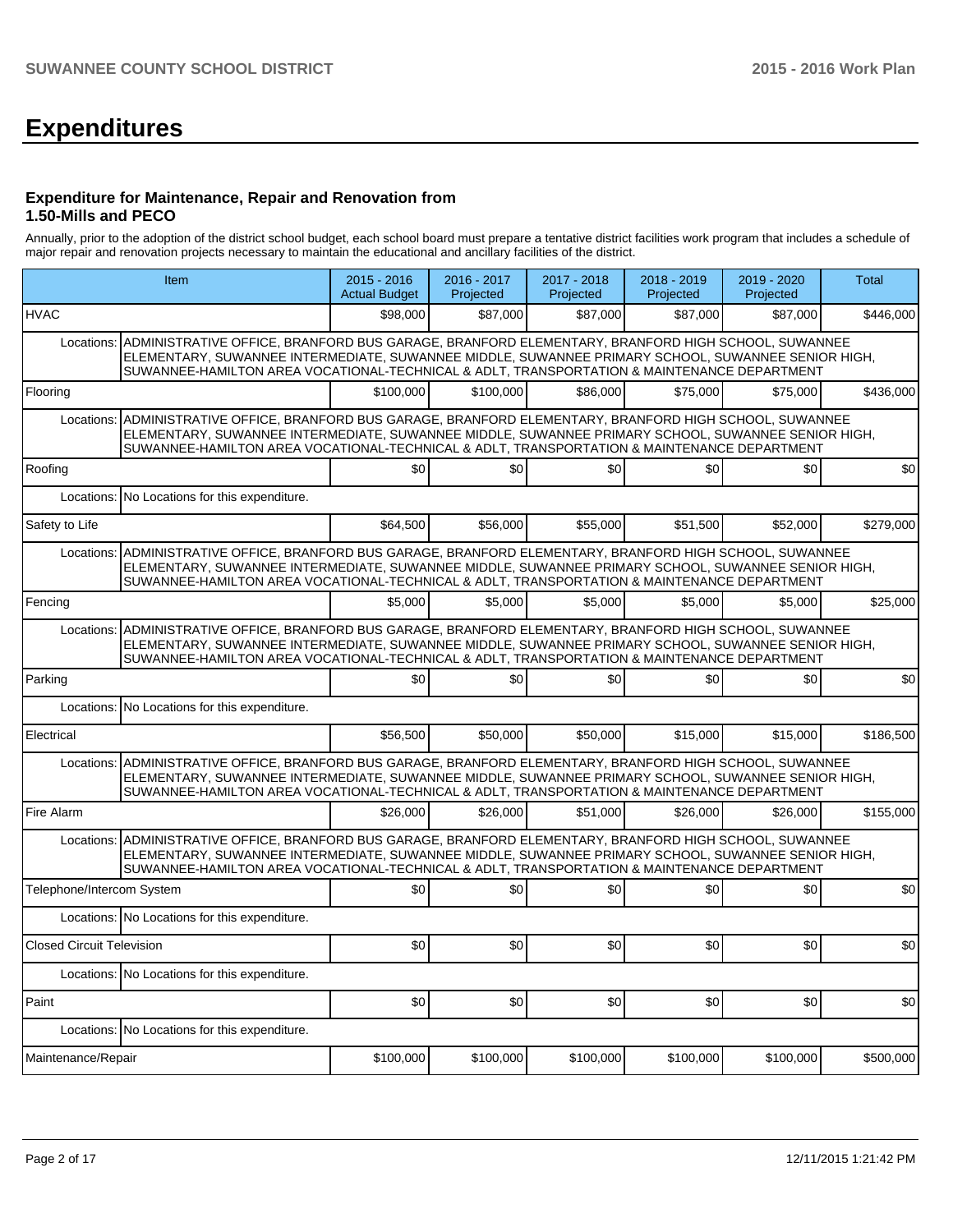# Expenditures

### Expenditure for Maintenance, Repair and Renovation from 1.50-Mills and PECO

Annually, prior to the adoption of the district school budget, each school board must prepare a tentative district facilities work program that includes a schedule of major repair and renovation projects necessary to maintain the educational and ancillary facilities of the district.

| Item | | 2015 - 2016 Actual Budget | 2016 - 2017 Projected | 2017 - 2018 Projected | 2018 - 2019 Projected | 2019 - 2020 Projected | Total |
|---|---|---|---|---|---|---|---|
| HVAC | | $98,000 | $87,000 | $87,000 | $87,000 | $87,000 | $446,000 |
| Locations: | ADMINISTRATIVE OFFICE, BRANFORD BUS GARAGE, BRANFORD ELEMENTARY, BRANFORD HIGH SCHOOL, SUWANNEE ELEMENTARY, SUWANNEE INTERMEDIATE, SUWANNEE MIDDLE, SUWANNEE PRIMARY SCHOOL, SUWANNEE SENIOR HIGH, SUWANNEE-HAMILTON AREA VOCATIONAL-TECHNICAL & ADLT, TRANSPORTATION & MAINTENANCE DEPARTMENT | | | | | | |
| Flooring | | $100,000 | $100,000 | $86,000 | $75,000 | $75,000 | $436,000 |
| Locations: | ADMINISTRATIVE OFFICE, BRANFORD BUS GARAGE, BRANFORD ELEMENTARY, BRANFORD HIGH SCHOOL, SUWANNEE ELEMENTARY, SUWANNEE INTERMEDIATE, SUWANNEE MIDDLE, SUWANNEE PRIMARY SCHOOL, SUWANNEE SENIOR HIGH, SUWANNEE-HAMILTON AREA VOCATIONAL-TECHNICAL & ADLT, TRANSPORTATION & MAINTENANCE DEPARTMENT | | | | | | |
| Roofing | | $0 | $0 | $0 | $0 | $0 | $0 |
| Locations: | No Locations for this expenditure. | | | | | | |
| Safety to Life | | $64,500 | $56,000 | $55,000 | $51,500 | $52,000 | $279,000 |
| Locations: | ADMINISTRATIVE OFFICE, BRANFORD BUS GARAGE, BRANFORD ELEMENTARY, BRANFORD HIGH SCHOOL, SUWANNEE ELEMENTARY, SUWANNEE INTERMEDIATE, SUWANNEE MIDDLE, SUWANNEE PRIMARY SCHOOL, SUWANNEE SENIOR HIGH, SUWANNEE-HAMILTON AREA VOCATIONAL-TECHNICAL & ADLT, TRANSPORTATION & MAINTENANCE DEPARTMENT | | | | | | |
| Fencing | | $5,000 | $5,000 | $5,000 | $5,000 | $5,000 | $25,000 |
| Locations: | ADMINISTRATIVE OFFICE, BRANFORD BUS GARAGE, BRANFORD ELEMENTARY, BRANFORD HIGH SCHOOL, SUWANNEE ELEMENTARY, SUWANNEE INTERMEDIATE, SUWANNEE MIDDLE, SUWANNEE PRIMARY SCHOOL, SUWANNEE SENIOR HIGH, SUWANNEE-HAMILTON AREA VOCATIONAL-TECHNICAL & ADLT, TRANSPORTATION & MAINTENANCE DEPARTMENT | | | | | | |
| Parking | | $0 | $0 | $0 | $0 | $0 | $0 |
| Locations: | No Locations for this expenditure. | | | | | | |
| Electrical | | $56,500 | $50,000 | $50,000 | $15,000 | $15,000 | $186,500 |
| Locations: | ADMINISTRATIVE OFFICE, BRANFORD BUS GARAGE, BRANFORD ELEMENTARY, BRANFORD HIGH SCHOOL, SUWANNEE ELEMENTARY, SUWANNEE INTERMEDIATE, SUWANNEE MIDDLE, SUWANNEE PRIMARY SCHOOL, SUWANNEE SENIOR HIGH, SUWANNEE-HAMILTON AREA VOCATIONAL-TECHNICAL & ADLT, TRANSPORTATION & MAINTENANCE DEPARTMENT | | | | | | |
| Fire Alarm | | $26,000 | $26,000 | $51,000 | $26,000 | $26,000 | $155,000 |
| Locations: | ADMINISTRATIVE OFFICE, BRANFORD BUS GARAGE, BRANFORD ELEMENTARY, BRANFORD HIGH SCHOOL, SUWANNEE ELEMENTARY, SUWANNEE INTERMEDIATE, SUWANNEE MIDDLE, SUWANNEE PRIMARY SCHOOL, SUWANNEE SENIOR HIGH, SUWANNEE-HAMILTON AREA VOCATIONAL-TECHNICAL & ADLT, TRANSPORTATION & MAINTENANCE DEPARTMENT | | | | | | |
| Telephone/Intercom System | | $0 | $0 | $0 | $0 | $0 | $0 |
| Locations: | No Locations for this expenditure. | | | | | | |
| Closed Circuit Television | | $0 | $0 | $0 | $0 | $0 | $0 |
| Locations: | No Locations for this expenditure. | | | | | | |
| Paint | | $0 | $0 | $0 | $0 | $0 | $0 |
| Locations: | No Locations for this expenditure. | | | | | | |
| Maintenance/Repair | | $100,000 | $100,000 | $100,000 | $100,000 | $100,000 | $500,000 |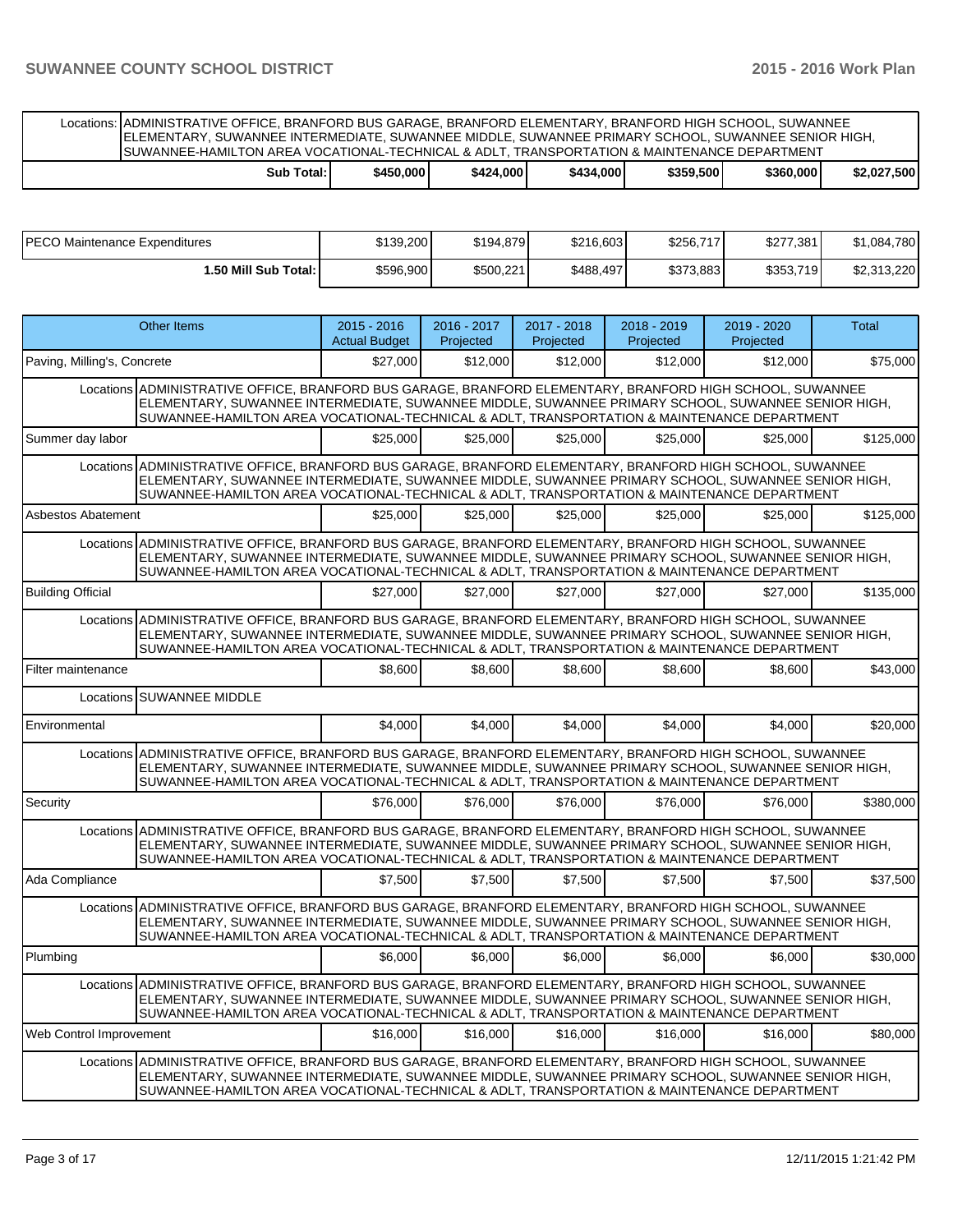| Locations: | ADMINISTRATIVE OFFICE, BRANFORD BUS GARAGE, BRANFORD ELEMENTARY, BRANFORD HIGH SCHOOL, SUWANNEE ELEMENTARY, SUWANNEE INTERMEDIATE, SUWANNEE MIDDLE, SUWANNEE PRIMARY SCHOOL, SUWANNEE SENIOR HIGH, SUWANNEE-HAMILTON AREA VOCATIONAL-TECHNICAL & ADLT, TRANSPORTATION & MAINTENANCE DEPARTMENT | | | | | |
|---|---|---|---|---|---|---|
| **Sub Total:** | **$450,000** | **$424,000** | **$434,000** | **$359,500** | **$360,000** | **$2,027,500** |

| | | | | | | |
|---|---|---|---|---|---|---|
| PECO Maintenance Expenditures | $139,200 | $194,879 | $216,603 | $256,717 | $277,381 | $1,084,780 |
| **1.50 Mill Sub Total:** | $596,900 | $500,221 | $488,497 | $373,883 | $353,719 | $2,313,220 |

| Other Items | 2015 - 2016 Actual Budget | 2016 - 2017 Projected | 2017 - 2018 Projected | 2018 - 2019 Projected | 2019 - 2020 Projected | Total |
|---|---|---|---|---|---|---|
| Paving, Milling's, Concrete | $27,000 | $12,000 | $12,000 | $12,000 | $12,000 | $75,000 |
| Locations ADMINISTRATIVE OFFICE, BRANFORD BUS GARAGE, BRANFORD ELEMENTARY, BRANFORD HIGH SCHOOL, SUWANNEE ELEMENTARY, SUWANNEE INTERMEDIATE, SUWANNEE MIDDLE, SUWANNEE PRIMARY SCHOOL, SUWANNEE SENIOR HIGH, SUWANNEE-HAMILTON AREA VOCATIONAL-TECHNICAL & ADLT, TRANSPORTATION & MAINTENANCE DEPARTMENT | | | | | | |
| Summer day labor | $25,000 | $25,000 | $25,000 | $25,000 | $25,000 | $125,000 |
| Locations ADMINISTRATIVE OFFICE, BRANFORD BUS GARAGE, BRANFORD ELEMENTARY, BRANFORD HIGH SCHOOL, SUWANNEE ELEMENTARY, SUWANNEE INTERMEDIATE, SUWANNEE MIDDLE, SUWANNEE PRIMARY SCHOOL, SUWANNEE SENIOR HIGH, SUWANNEE-HAMILTON AREA VOCATIONAL-TECHNICAL & ADLT, TRANSPORTATION & MAINTENANCE DEPARTMENT | | | | | | |
| Asbestos Abatement | $25,000 | $25,000 | $25,000 | $25,000 | $25,000 | $125,000 |
| Locations ADMINISTRATIVE OFFICE, BRANFORD BUS GARAGE, BRANFORD ELEMENTARY, BRANFORD HIGH SCHOOL, SUWANNEE ELEMENTARY, SUWANNEE INTERMEDIATE, SUWANNEE MIDDLE, SUWANNEE PRIMARY SCHOOL, SUWANNEE SENIOR HIGH, SUWANNEE-HAMILTON AREA VOCATIONAL-TECHNICAL & ADLT, TRANSPORTATION & MAINTENANCE DEPARTMENT | | | | | | |
| Building Official | $27,000 | $27,000 | $27,000 | $27,000 | $27,000 | $135,000 |
| Locations ADMINISTRATIVE OFFICE, BRANFORD BUS GARAGE, BRANFORD ELEMENTARY, BRANFORD HIGH SCHOOL, SUWANNEE ELEMENTARY, SUWANNEE INTERMEDIATE, SUWANNEE MIDDLE, SUWANNEE PRIMARY SCHOOL, SUWANNEE SENIOR HIGH, SUWANNEE-HAMILTON AREA VOCATIONAL-TECHNICAL & ADLT, TRANSPORTATION & MAINTENANCE DEPARTMENT | | | | | | |
| Filter maintenance | $8,600 | $8,600 | $8,600 | $8,600 | $8,600 | $43,000 |
| Locations SUWANNEE MIDDLE | | | | | | |
| Environmental | $4,000 | $4,000 | $4,000 | $4,000 | $4,000 | $20,000 |
| Locations ADMINISTRATIVE OFFICE, BRANFORD BUS GARAGE, BRANFORD ELEMENTARY, BRANFORD HIGH SCHOOL, SUWANNEE ELEMENTARY, SUWANNEE INTERMEDIATE, SUWANNEE MIDDLE, SUWANNEE PRIMARY SCHOOL, SUWANNEE SENIOR HIGH, SUWANNEE-HAMILTON AREA VOCATIONAL-TECHNICAL & ADLT, TRANSPORTATION & MAINTENANCE DEPARTMENT | | | | | | |
| Security | $76,000 | $76,000 | $76,000 | $76,000 | $76,000 | $380,000 |
| Locations ADMINISTRATIVE OFFICE, BRANFORD BUS GARAGE, BRANFORD ELEMENTARY, BRANFORD HIGH SCHOOL, SUWANNEE ELEMENTARY, SUWANNEE INTERMEDIATE, SUWANNEE MIDDLE, SUWANNEE PRIMARY SCHOOL, SUWANNEE SENIOR HIGH, SUWANNEE-HAMILTON AREA VOCATIONAL-TECHNICAL & ADLT, TRANSPORTATION & MAINTENANCE DEPARTMENT | | | | | | |
| Ada Compliance | $7,500 | $7,500 | $7,500 | $7,500 | $7,500 | $37,500 |
| Locations ADMINISTRATIVE OFFICE, BRANFORD BUS GARAGE, BRANFORD ELEMENTARY, BRANFORD HIGH SCHOOL, SUWANNEE ELEMENTARY, SUWANNEE INTERMEDIATE, SUWANNEE MIDDLE, SUWANNEE PRIMARY SCHOOL, SUWANNEE SENIOR HIGH, SUWANNEE-HAMILTON AREA VOCATIONAL-TECHNICAL & ADLT, TRANSPORTATION & MAINTENANCE DEPARTMENT | | | | | | |
| Plumbing | $6,000 | $6,000 | $6,000 | $6,000 | $6,000 | $30,000 |
| Locations ADMINISTRATIVE OFFICE, BRANFORD BUS GARAGE, BRANFORD ELEMENTARY, BRANFORD HIGH SCHOOL, SUWANNEE ELEMENTARY, SUWANNEE INTERMEDIATE, SUWANNEE MIDDLE, SUWANNEE PRIMARY SCHOOL, SUWANNEE SENIOR HIGH, SUWANNEE-HAMILTON AREA VOCATIONAL-TECHNICAL & ADLT, TRANSPORTATION & MAINTENANCE DEPARTMENT | | | | | | |
| Web Control Improvement | $16,000 | $16,000 | $16,000 | $16,000 | $16,000 | $80,000 |
| Locations ADMINISTRATIVE OFFICE, BRANFORD BUS GARAGE, BRANFORD ELEMENTARY, BRANFORD HIGH SCHOOL, SUWANNEE ELEMENTARY, SUWANNEE INTERMEDIATE, SUWANNEE MIDDLE, SUWANNEE PRIMARY SCHOOL, SUWANNEE SENIOR HIGH, SUWANNEE-HAMILTON AREA VOCATIONAL-TECHNICAL & ADLT, TRANSPORTATION & MAINTENANCE DEPARTMENT | | | | | | |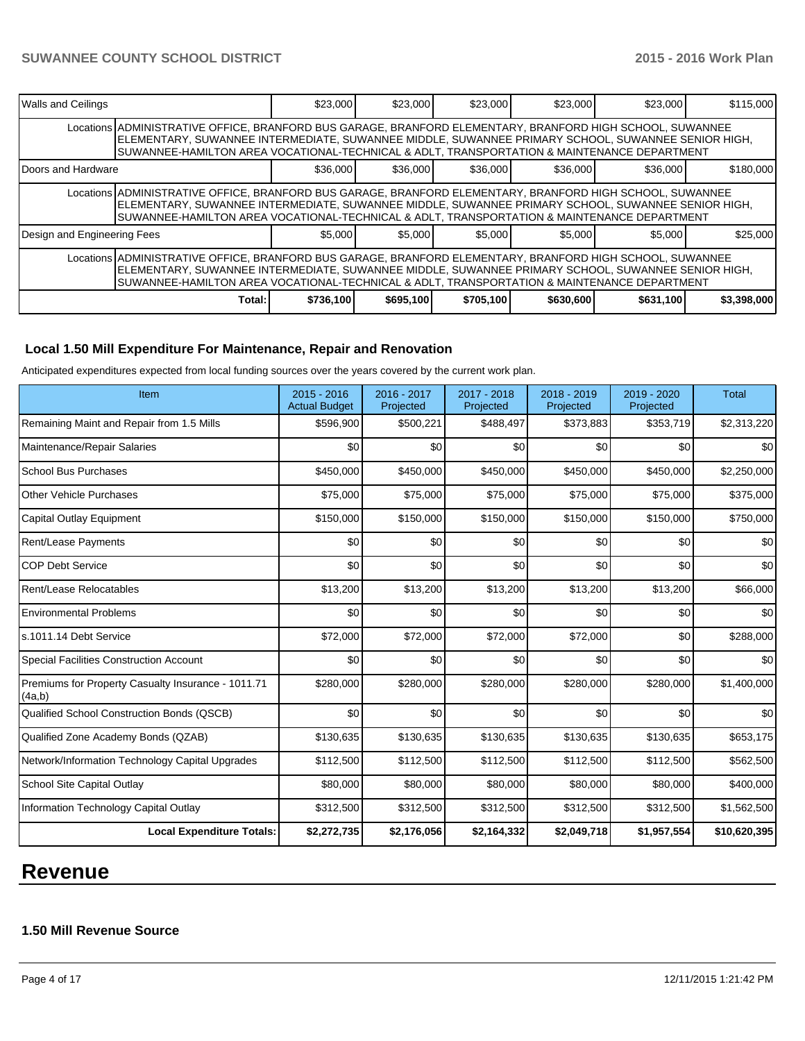| Walls and Ceilings | | $23,000 | $23,000 | $23,000 | $23,000 | $23,000 | $115,000 |
|---|---|---|---|---|---|---|---|
| | Locations | ADMINISTRATIVE OFFICE, BRANFORD BUS GARAGE, BRANFORD ELEMENTARY, BRANFORD HIGH SCHOOL, SUWANNEE ELEMENTARY, SUWANNEE INTERMEDIATE, SUWANNEE MIDDLE, SUWANNEE PRIMARY SCHOOL, SUWANNEE SENIOR HIGH, SUWANNEE-HAMILTON AREA VOCATIONAL-TECHNICAL & ADLT, TRANSPORTATION & MAINTENANCE DEPARTMENT | | | | | |
| Doors and Hardware | | $36,000 | $36,000 | $36,000 | $36,000 | $36,000 | $180,000 |
| | Locations | ADMINISTRATIVE OFFICE, BRANFORD BUS GARAGE, BRANFORD ELEMENTARY, BRANFORD HIGH SCHOOL, SUWANNEE ELEMENTARY, SUWANNEE INTERMEDIATE, SUWANNEE MIDDLE, SUWANNEE PRIMARY SCHOOL, SUWANNEE SENIOR HIGH, SUWANNEE-HAMILTON AREA VOCATIONAL-TECHNICAL & ADLT, TRANSPORTATION & MAINTENANCE DEPARTMENT | | | | | |
| Design and Engineering Fees | | $5,000 | $5,000 | $5,000 | $5,000 | $5,000 | $25,000 |
| | Locations | ADMINISTRATIVE OFFICE, BRANFORD BUS GARAGE, BRANFORD ELEMENTARY, BRANFORD HIGH SCHOOL, SUWANNEE ELEMENTARY, SUWANNEE INTERMEDIATE, SUWANNEE MIDDLE, SUWANNEE PRIMARY SCHOOL, SUWANNEE SENIOR HIGH, SUWANNEE-HAMILTON AREA VOCATIONAL-TECHNICAL & ADLT, TRANSPORTATION & MAINTENANCE DEPARTMENT | | | | | |
| | Total: | $736,100 | $695,100 | $705,100 | $630,600 | $631,100 | $3,398,000 |

### Local 1.50 Mill Expenditure For Maintenance, Repair and Renovation

Anticipated expenditures expected from local funding sources over the years covered by the current work plan.

| Item | 2015 - 2016 Actual Budget | 2016 - 2017 Projected | 2017 - 2018 Projected | 2018 - 2019 Projected | 2019 - 2020 Projected | Total |
|---|---|---|---|---|---|---|
| Remaining Maint and Repair from 1.5 Mills | $596,900 | $500,221 | $488,497 | $373,883 | $353,719 | $2,313,220 |
| Maintenance/Repair Salaries | $0 | $0 | $0 | $0 | $0 | $0 |
| School Bus Purchases | $450,000 | $450,000 | $450,000 | $450,000 | $450,000 | $2,250,000 |
| Other Vehicle Purchases | $75,000 | $75,000 | $75,000 | $75,000 | $75,000 | $375,000 |
| Capital Outlay Equipment | $150,000 | $150,000 | $150,000 | $150,000 | $150,000 | $750,000 |
| Rent/Lease Payments | $0 | $0 | $0 | $0 | $0 | $0 |
| COP Debt Service | $0 | $0 | $0 | $0 | $0 | $0 |
| Rent/Lease Relocatables | $13,200 | $13,200 | $13,200 | $13,200 | $13,200 | $66,000 |
| Environmental Problems | $0 | $0 | $0 | $0 | $0 | $0 |
| s.1011.14 Debt Service | $72,000 | $72,000 | $72,000 | $72,000 | $0 | $288,000 |
| Special Facilities Construction Account | $0 | $0 | $0 | $0 | $0 | $0 |
| Premiums for Property Casualty Insurance - 1011.71 (4a,b) | $280,000 | $280,000 | $280,000 | $280,000 | $280,000 | $1,400,000 |
| Qualified School Construction Bonds (QSCB) | $0 | $0 | $0 | $0 | $0 | $0 |
| Qualified Zone Academy Bonds (QZAB) | $130,635 | $130,635 | $130,635 | $130,635 | $130,635 | $653,175 |
| Network/Information Technology Capital Upgrades | $112,500 | $112,500 | $112,500 | $112,500 | $112,500 | $562,500 |
| School Site Capital Outlay | $80,000 | $80,000 | $80,000 | $80,000 | $80,000 | $400,000 |
| Information Technology Capital Outlay | $312,500 | $312,500 | $312,500 | $312,500 | $312,500 | $1,562,500 |
| **Local Expenditure Totals:** | **$2,272,735** | **$2,176,056** | **$2,164,332** | **$2,049,718** | **$1,957,554** | **$10,620,395** |

# Revenue

### 1.50 Mill Revenue Source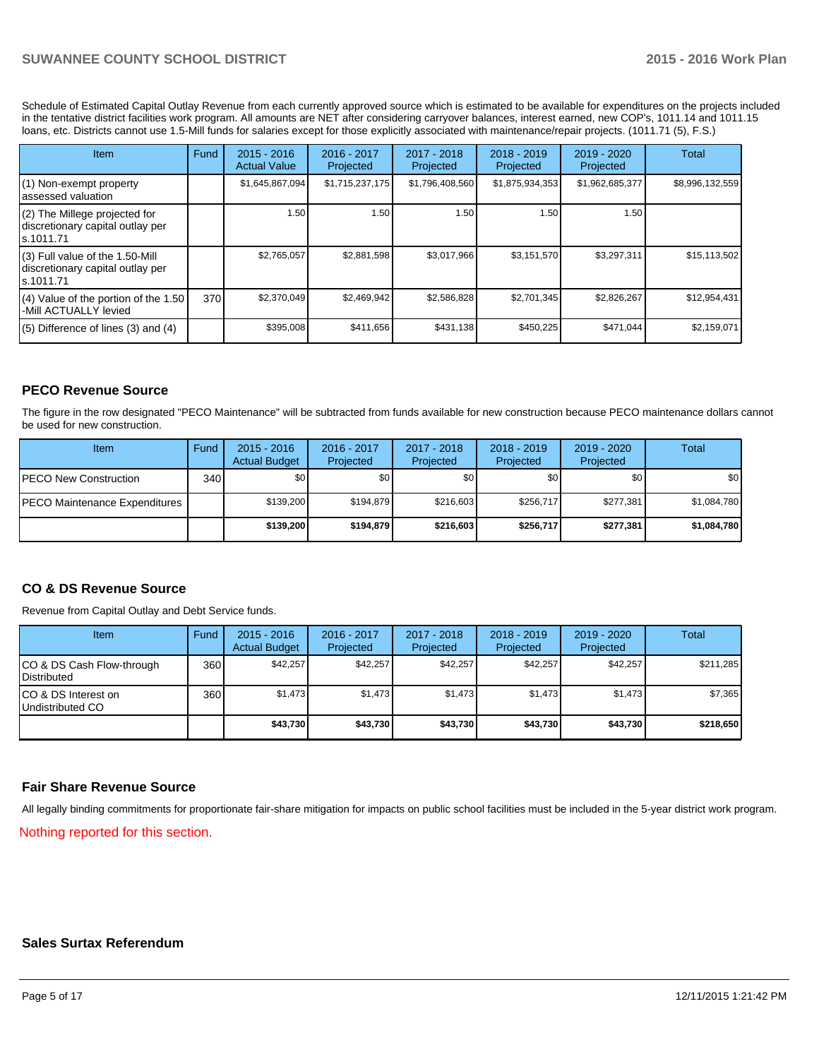Schedule of Estimated Capital Outlay Revenue from each currently approved source which is estimated to be available for expenditures on the projects included in the tentative district facilities work program. All amounts are NET after considering carryover balances, interest earned, new COP's, 1011.14 and 1011.15 loans, etc. Districts cannot use 1.5-Mill funds for salaries except for those explicitly associated with maintenance/repair projects. (1011.71 (5), F.S.)

| Item | Fund | 2015 - 2016 Actual Value | 2016 - 2017 Projected | 2017 - 2018 Projected | 2018 - 2019 Projected | 2019 - 2020 Projected | Total |
|---|---|---|---|---|---|---|---|
| (1) Non-exempt property assessed valuation | | $1,645,867,094 | $1,715,237,175 | $1,796,408,560 | $1,875,934,353 | $1,962,685,377 | $8,996,132,559 |
| (2) The Millege projected for discretionary capital outlay per s.1011.71 | | 1.50 | 1.50 | 1.50 | 1.50 | 1.50 | |
| (3) Full value of the 1.50-Mill discretionary capital outlay per s.1011.71 | | $2,765,057 | $2,881,598 | $3,017,966 | $3,151,570 | $3,297,311 | $15,113,502 |
| (4) Value of the portion of the 1.50 -Mill ACTUALLY levied | 370 | $2,370,049 | $2,469,942 | $2,586,828 | $2,701,345 | $2,826,267 | $12,954,431 |
| (5) Difference of lines (3) and (4) | | $395,008 | $411,656 | $431,138 | $450,225 | $471,044 | $2,159,071 |

## PECO Revenue Source

The figure in the row designated "PECO Maintenance" will be subtracted from funds available for new construction because PECO maintenance dollars cannot be used for new construction.

| Item | Fund | 2015 - 2016 Actual Budget | 2016 - 2017 Projected | 2017 - 2018 Projected | 2018 - 2019 Projected | 2019 - 2020 Projected | Total |
|---|---|---|---|---|---|---|---|
| PECO New Construction | 340 | $0 | $0 | $0 | $0 | $0 | $0 |
| PECO Maintenance Expenditures | | $139,200 | $194,879 | $216,603 | $256,717 | $277,381 | $1,084,780 |
| | | **$139,200** | **$194,879** | **$216,603** | **$256,717** | **$277,381** | **$1,084,780** |

## CO & DS Revenue Source

Revenue from Capital Outlay and Debt Service funds.

| Item | Fund | 2015 - 2016 Actual Budget | 2016 - 2017 Projected | 2017 - 2018 Projected | 2018 - 2019 Projected | 2019 - 2020 Projected | Total |
|---|---|---|---|---|---|---|---|
| CO & DS Cash Flow-through Distributed | 360 | $42,257 | $42,257 | $42,257 | $42,257 | $42,257 | $211,285 |
| CO & DS Interest on Undistributed CO | 360 | $1,473 | $1,473 | $1,473 | $1,473 | $1,473 | $7,365 |
| | | **$43,730** | **$43,730** | **$43,730** | **$43,730** | **$43,730** | **$218,650** |

## Fair Share Revenue Source

All legally binding commitments for proportionate fair-share mitigation for impacts on public school facilities must be included in the 5-year district work program.

Nothing reported for this section.

## Sales Surtax Referendum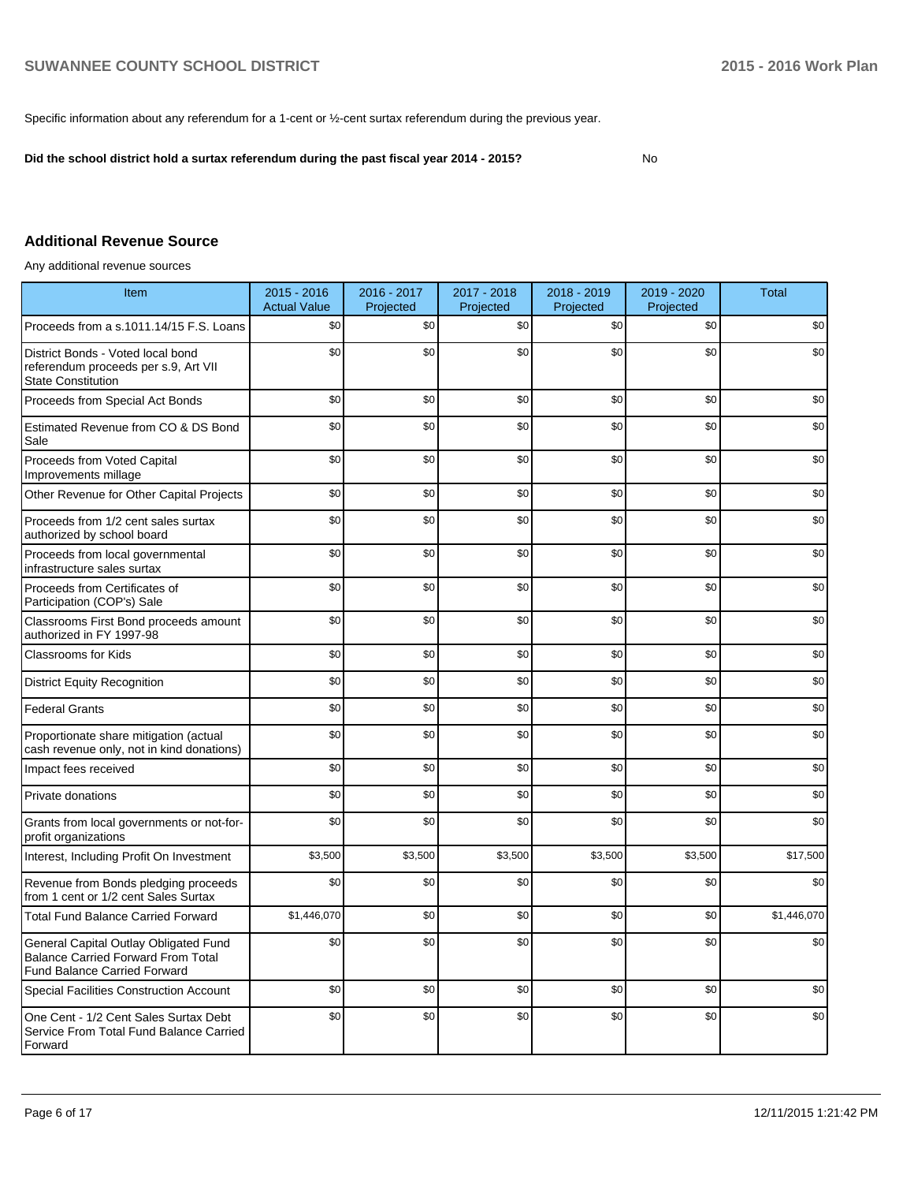Specific information about any referendum for a 1-cent or ½-cent surtax referendum during the previous year.

**Did the school district hold a surtax referendum during the past fiscal year 2014 - 2015?** No

## Additional Revenue Source

Any additional revenue sources

| Item | 2015 - 2016 Actual Value | 2016 - 2017 Projected | 2017 - 2018 Projected | 2018 - 2019 Projected | 2019 - 2020 Projected | Total |
|---|---|---|---|---|---|---|
| Proceeds from a s.1011.14/15 F.S. Loans | $0 | $0 | $0 | $0 | $0 | $0 |
| District Bonds - Voted local bond referendum proceeds per s.9, Art VII State Constitution | $0 | $0 | $0 | $0 | $0 | $0 |
| Proceeds from Special Act Bonds | $0 | $0 | $0 | $0 | $0 | $0 |
| Estimated Revenue from CO & DS Bond Sale | $0 | $0 | $0 | $0 | $0 | $0 |
| Proceeds from Voted Capital Improvements millage | $0 | $0 | $0 | $0 | $0 | $0 |
| Other Revenue for Other Capital Projects | $0 | $0 | $0 | $0 | $0 | $0 |
| Proceeds from 1/2 cent sales surtax authorized by school board | $0 | $0 | $0 | $0 | $0 | $0 |
| Proceeds from local governmental infrastructure sales surtax | $0 | $0 | $0 | $0 | $0 | $0 |
| Proceeds from Certificates of Participation (COP's) Sale | $0 | $0 | $0 | $0 | $0 | $0 |
| Classrooms First Bond proceeds amount authorized in FY 1997-98 | $0 | $0 | $0 | $0 | $0 | $0 |
| Classrooms for Kids | $0 | $0 | $0 | $0 | $0 | $0 |
| District Equity Recognition | $0 | $0 | $0 | $0 | $0 | $0 |
| Federal Grants | $0 | $0 | $0 | $0 | $0 | $0 |
| Proportionate share mitigation (actual cash revenue only, not in kind donations) | $0 | $0 | $0 | $0 | $0 | $0 |
| Impact fees received | $0 | $0 | $0 | $0 | $0 | $0 |
| Private donations | $0 | $0 | $0 | $0 | $0 | $0 |
| Grants from local governments or not-for-profit organizations | $0 | $0 | $0 | $0 | $0 | $0 |
| Interest, Including Profit On Investment | $3,500 | $3,500 | $3,500 | $3,500 | $3,500 | $17,500 |
| Revenue from Bonds pledging proceeds from 1 cent or 1/2 cent Sales Surtax | $0 | $0 | $0 | $0 | $0 | $0 |
| Total Fund Balance Carried Forward | $1,446,070 | $0 | $0 | $0 | $0 | $1,446,070 |
| General Capital Outlay Obligated Fund Balance Carried Forward From Total Fund Balance Carried Forward | $0 | $0 | $0 | $0 | $0 | $0 |
| Special Facilities Construction Account | $0 | $0 | $0 | $0 | $0 | $0 |
| One Cent - 1/2 Cent Sales Surtax Debt Service From Total Fund Balance Carried Forward | $0 | $0 | $0 | $0 | $0 | $0 |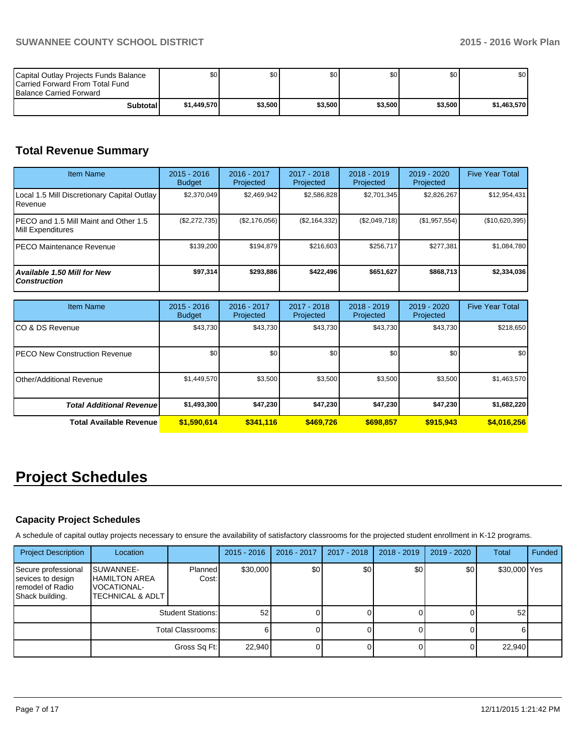| | | | | | | |
|---|---|---|---|---|---|---|
| Capital Outlay Projects Funds Balance Carried Forward From Total Fund Balance Carried Forward | $0 | $0 | $0 | $0 | $0 | $0 |
| **Subtotal** | **$1,449,570** | **$3,500** | **$3,500** | **$3,500** | **$3,500** | **$1,463,570** |

## Total Revenue Summary

| Item Name | 2015 - 2016 Budget | 2016 - 2017 Projected | 2017 - 2018 Projected | 2018 - 2019 Projected | 2019 - 2020 Projected | Five Year Total |
|---|---|---|---|---|---|---|
| Local 1.5 Mill Discretionary Capital Outlay Revenue | $2,370,049 | $2,469,942 | $2,586,828 | $2,701,345 | $2,826,267 | $12,954,431 |
| PECO and 1.5 Mill Maint and Other 1.5 Mill Expenditures | ($2,272,735) | ($2,176,056) | ($2,164,332) | ($2,049,718) | ($1,957,554) | ($10,620,395) |
| PECO Maintenance Revenue | $139,200 | $194,879 | $216,603 | $256,717 | $277,381 | $1,084,780 |
| ***Available 1.50 Mill for New Construction*** | **$97,314** | **$293,886** | **$422,496** | **$651,627** | **$868,713** | **$2,334,036** |

| Item Name | 2015 - 2016 Budget | 2016 - 2017 Projected | 2017 - 2018 Projected | 2018 - 2019 Projected | 2019 - 2020 Projected | Five Year Total |
|---|---|---|---|---|---|---|
| CO & DS Revenue | $43,730 | $43,730 | $43,730 | $43,730 | $43,730 | $218,650 |
| PECO New Construction Revenue | $0 | $0 | $0 | $0 | $0 | $0 |
| Other/Additional Revenue | $1,449,570 | $3,500 | $3,500 | $3,500 | $3,500 | $1,463,570 |
| ***Total Additional Revenue*** | **$1,493,300** | **$47,230** | **$47,230** | **$47,230** | **$47,230** | **$1,682,220** |
| **Total Available Revenue** | **$1,590,614** | **$341,116** | **$469,726** | **$698,857** | **$915,943** | **$4,016,256** |

# Project Schedules

### Capacity Project Schedules

A schedule of capital outlay projects necessary to ensure the availability of satisfactory classrooms for the projected student enrollment in K-12 programs.

| Project Description | Location | | 2015 - 2016 | 2016 - 2017 | 2017 - 2018 | 2018 - 2019 | 2019 - 2020 | Total | Funded |
|---|---|---|---|---|---|---|---|---|---|
| Secure professional sevices to design remodel of Radio Shack building. | SUWANNEE-HAMILTON AREA VOCATIONAL-TECHNICAL & ADLT | Planned Cost: | $30,000 | $0 | $0 | $0 | $0 | $30,000 | Yes |
| | | Student Stations: | 52 | 0 | 0 | 0 | 0 | 52 | |
| | | Total Classrooms: | 6 | 0 | 0 | 0 | 0 | 6 | |
| | | Gross Sq Ft: | 22,940 | 0 | 0 | 0 | 0 | 22,940 | |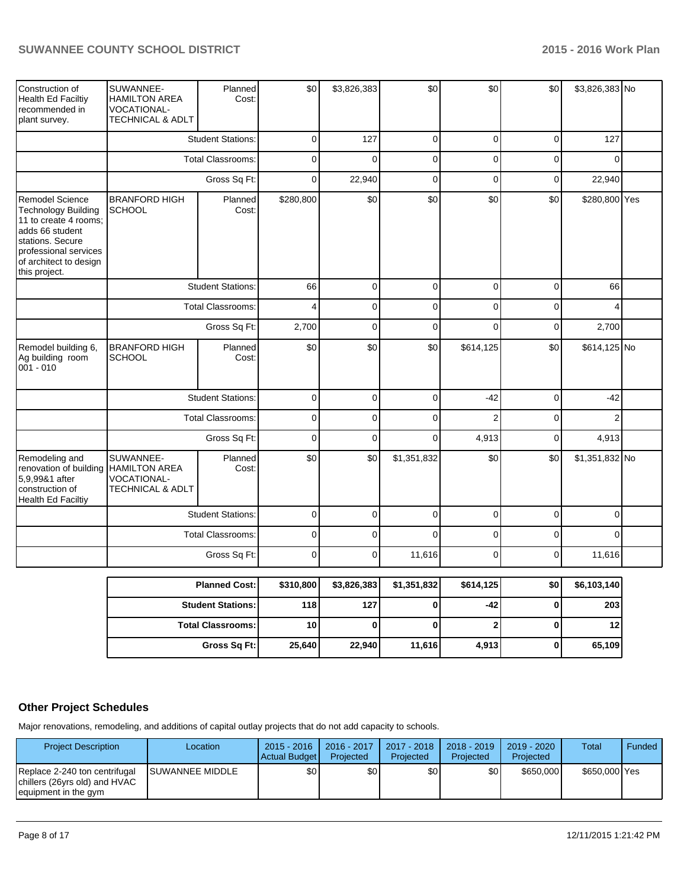| | | | | | | | | | |
|---|---|---|---|---|---|---|---|---|---|
| Construction of Health Ed Faciltiy recommended in plant survey. | SUWANNEE-HAMILTON AREA VOCATIONAL-TECHNICAL & ADLT | Planned Cost: | $0 | $3,826,383 | $0 | $0 | $0 | $3,826,383 | No |
| | | Student Stations: | 0 | 127 | 0 | 0 | 0 | 127 | |
| | | Total Classrooms: | 0 | 0 | 0 | 0 | 0 | 0 | |
| | | Gross Sq Ft: | 0 | 22,940 | 0 | 0 | 0 | 22,940 | |
| Remodel Science Technology Building 11 to create 4 rooms; adds 66 student stations. Secure professional services of architect to design this project. | BRANFORD HIGH SCHOOL | Planned Cost: | $280,800 | $0 | $0 | $0 | $0 | $280,800 | Yes |
| | | Student Stations: | 66 | 0 | 0 | 0 | 0 | 66 | |
| | | Total Classrooms: | 4 | 0 | 0 | 0 | 0 | 4 | |
| | | Gross Sq Ft: | 2,700 | 0 | 0 | 0 | 0 | 2,700 | |
| Remodel building 6, Ag building room 001 - 010 | BRANFORD HIGH SCHOOL | Planned Cost: | $0 | $0 | $0 | $614,125 | $0 | $614,125 | No |
| | | Student Stations: | 0 | 0 | 0 | -42 | 0 | -42 | |
| | | Total Classrooms: | 0 | 0 | 0 | 2 | 0 | 2 | |
| | | Gross Sq Ft: | 0 | 0 | 0 | 4,913 | 0 | 4,913 | |
| Remodeling and renovation of building 5,9,99&1 after construction of Health Ed Faciltiy | SUWANNEE-HAMILTON AREA VOCATIONAL-TECHNICAL & ADLT | Planned Cost: | $0 | $0 | $1,351,832 | $0 | $0 | $1,351,832 | No |
| | | Student Stations: | 0 | 0 | 0 | 0 | 0 | 0 | |
| | | Total Classrooms: | 0 | 0 | 0 | 0 | 0 | 0 | |
| | | Gross Sq Ft: | 0 | 0 | 11,616 | 0 | 0 | 11,616 | |

| | | | | | | |
|---|---|---|---|---|---|---|
| **Planned Cost:** | **$310,800** | **$3,826,383** | **$1,351,832** | **$614,125** | **$0** | **$6,103,140** |
| **Student Stations:** | **118** | **127** | **0** | **-42** | **0** | **203** |
| **Total Classrooms:** | **10** | **0** | **0** | **2** | **0** | **12** |
| **Gross Sq Ft:** | **25,640** | **22,940** | **11,616** | **4,913** | **0** | **65,109** |

## Other Project Schedules

Major renovations, remodeling, and additions of capital outlay projects that do not add capacity to schools.

| Project Description | Location | 2015 - 2016 Actual Budget | 2016 - 2017 Projected | 2017 - 2018 Projected | 2018 - 2019 Projected | 2019 - 2020 Projected | Total | Funded |
|---|---|---|---|---|---|---|---|---|
| Replace 2-240 ton centrifugal chillers (26yrs old) and HVAC equipment in the gym | SUWANNEE MIDDLE | $0 | $0 | $0 | $0 | $650,000 | $650,000 | Yes |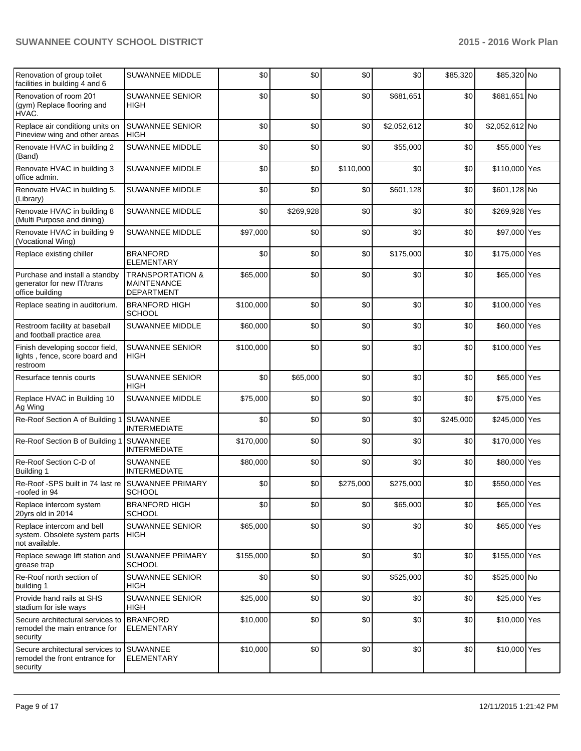| Renovation of group toilet facilities in building 4 and 6 | SUWANNEE MIDDLE | $0 | $0 | $0 | $0 | $85,320 | $85,320 | No |
|---|---|---|---|---|---|---|---|---|
| Renovation of room 201 (gym) Replace flooring and HVAC. | SUWANNEE SENIOR HIGH | $0 | $0 | $0 | $681,651 | $0 | $681,651 | No |
| Replace air conditiong units on Pineview wing and other areas | SUWANNEE SENIOR HIGH | $0 | $0 | $0 | $2,052,612 | $0 | $2,052,612 | No |
| Renovate HVAC in building 2 (Band) | SUWANNEE MIDDLE | $0 | $0 | $0 | $55,000 | $0 | $55,000 | Yes |
| Renovate HVAC in building 3 office admin. | SUWANNEE MIDDLE | $0 | $0 | $110,000 | $0 | $0 | $110,000 | Yes |
| Renovate HVAC in building 5. (Library) | SUWANNEE MIDDLE | $0 | $0 | $0 | $601,128 | $0 | $601,128 | No |
| Renovate HVAC in building 8 (Multi Purpose and dining) | SUWANNEE MIDDLE | $0 | $269,928 | $0 | $0 | $0 | $269,928 | Yes |
| Renovate HVAC in building 9 (Vocational Wing) | SUWANNEE MIDDLE | $97,000 | $0 | $0 | $0 | $0 | $97,000 | Yes |
| Replace existing chiller | BRANFORD ELEMENTARY | $0 | $0 | $0 | $175,000 | $0 | $175,000 | Yes |
| Purchase and install a standby generator for new IT/trans office building | TRANSPORTATION & MAINTENANCE DEPARTMENT | $65,000 | $0 | $0 | $0 | $0 | $65,000 | Yes |
| Replace seating in auditorium. | BRANFORD HIGH SCHOOL | $100,000 | $0 | $0 | $0 | $0 | $100,000 | Yes |
| Restroom facility at baseball and football practice area | SUWANNEE MIDDLE | $60,000 | $0 | $0 | $0 | $0 | $60,000 | Yes |
| Finish developing soccor field, lights , fence, score board and restroom | SUWANNEE SENIOR HIGH | $100,000 | $0 | $0 | $0 | $0 | $100,000 | Yes |
| Resurface tennis courts | SUWANNEE SENIOR HIGH | $0 | $65,000 | $0 | $0 | $0 | $65,000 | Yes |
| Replace HVAC in Building 10 Ag Wing | SUWANNEE MIDDLE | $75,000 | $0 | $0 | $0 | $0 | $75,000 | Yes |
| Re-Roof Section A of Building 1 | SUWANNEE INTERMEDIATE | $0 | $0 | $0 | $0 | $245,000 | $245,000 | Yes |
| Re-Roof Section B of Building 1 | SUWANNEE INTERMEDIATE | $170,000 | $0 | $0 | $0 | $0 | $170,000 | Yes |
| Re-Roof Section C-D of Building 1 | SUWANNEE INTERMEDIATE | $80,000 | $0 | $0 | $0 | $0 | $80,000 | Yes |
| Re-Roof -SPS built in 74 last re -roofed in 94 | SUWANNEE PRIMARY SCHOOL | $0 | $0 | $275,000 | $275,000 | $0 | $550,000 | Yes |
| Replace intercom system 20yrs old in 2014 | BRANFORD HIGH SCHOOL | $0 | $0 | $0 | $65,000 | $0 | $65,000 | Yes |
| Replace intercom and bell system. Obsolete system parts not available. | SUWANNEE SENIOR HIGH | $65,000 | $0 | $0 | $0 | $0 | $65,000 | Yes |
| Replace sewage lift station and grease trap | SUWANNEE PRIMARY SCHOOL | $155,000 | $0 | $0 | $0 | $0 | $155,000 | Yes |
| Re-Roof north section of building 1 | SUWANNEE SENIOR HIGH | $0 | $0 | $0 | $525,000 | $0 | $525,000 | No |
| Provide hand rails at SHS stadium for isle ways | SUWANNEE SENIOR HIGH | $25,000 | $0 | $0 | $0 | $0 | $25,000 | Yes |
| Secure architectural services to remodel the main entrance for security | BRANFORD ELEMENTARY | $10,000 | $0 | $0 | $0 | $0 | $10,000 | Yes |
| Secure architectural services to remodel the front entrance for security | SUWANNEE ELEMENTARY | $10,000 | $0 | $0 | $0 | $0 | $10,000 | Yes |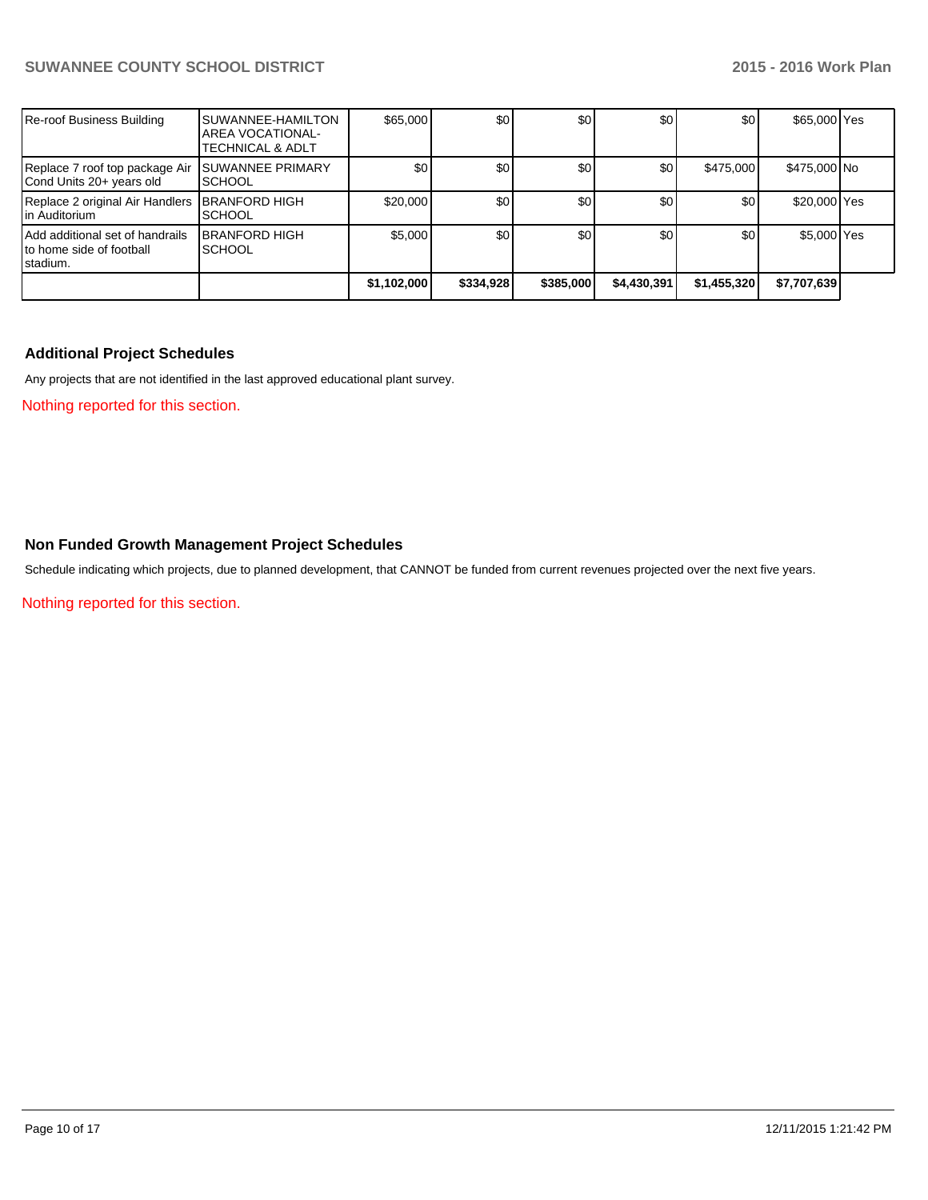| | | | | | | | | |
|---|---|---|---|---|---|---|---|---|
| Re-roof Business Building | SUWANNEE-HAMILTON AREA VOCATIONAL-TECHNICAL & ADLT | $65,000 | $0 | $0 | $0 | $0 | $65,000 | Yes |
| Replace 7 roof top package Air Cond Units 20+ years old | SUWANNEE PRIMARY SCHOOL | $0 | $0 | $0 | $0 | $475,000 | $475,000 | No |
| Replace 2 original Air Handlers in Auditorium | BRANFORD HIGH SCHOOL | $20,000 | $0 | $0 | $0 | $0 | $20,000 | Yes |
| Add additional set of handrails to home side of football stadium. | BRANFORD HIGH SCHOOL | $5,000 | $0 | $0 | $0 | $0 | $5,000 | Yes |
| | | **$1,102,000** | **$334,928** | **$385,000** | **$4,430,391** | **$1,455,320** | **$7,707,639** | |

## Additional Project Schedules

Any projects that are not identified in the last approved educational plant survey.

Nothing reported for this section.

## Non Funded Growth Management Project Schedules

Schedule indicating which projects, due to planned development, that CANNOT be funded from current revenues projected over the next five years.

Nothing reported for this section.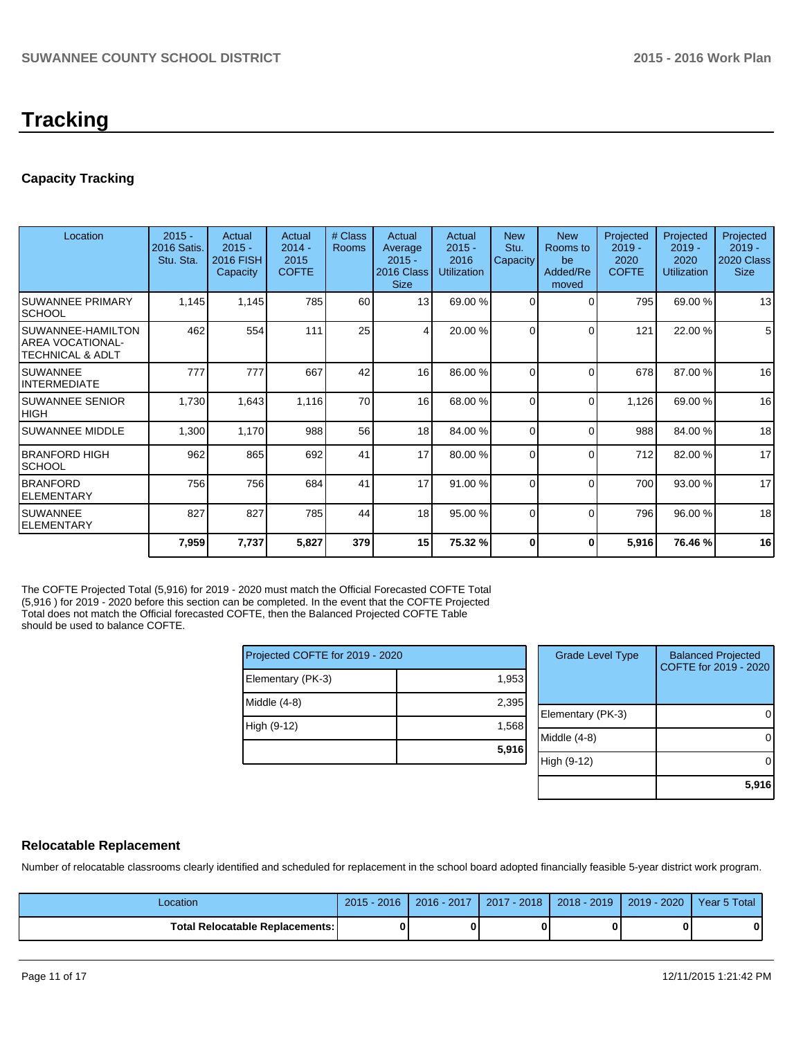# Tracking

## Capacity Tracking

| Location | 2015 - 2016 Satis. Stu. Sta. | Actual 2015 - 2016 FISH Capacity | Actual 2014 - 2015 COFTE | # Class Rooms | Actual Average 2015 - 2016 Class Size | Actual 2015 - 2016 Utilization | New Stu. Capacity | New Rooms to be Added/Removed | Projected 2019 - 2020 COFTE | Projected 2019 - 2020 Utilization | Projected 2019 - 2020 Class Size |
|---|---|---|---|---|---|---|---|---|---|---|---|
| SUWANNEE PRIMARY SCHOOL | 1,145 | 1,145 | 785 | 60 | 13 | 69.00 % | 0 | 0 | 795 | 69.00 % | 13 |
| SUWANNEE-HAMILTON AREA VOCATIONAL-TECHNICAL & ADLT | 462 | 554 | 111 | 25 | 4 | 20.00 % | 0 | 0 | 121 | 22.00 % | 5 |
| SUWANNEE INTERMEDIATE | 777 | 777 | 667 | 42 | 16 | 86.00 % | 0 | 0 | 678 | 87.00 % | 16 |
| SUWANNEE SENIOR HIGH | 1,730 | 1,643 | 1,116 | 70 | 16 | 68.00 % | 0 | 0 | 1,126 | 69.00 % | 16 |
| SUWANNEE MIDDLE | 1,300 | 1,170 | 988 | 56 | 18 | 84.00 % | 0 | 0 | 988 | 84.00 % | 18 |
| BRANFORD HIGH SCHOOL | 962 | 865 | 692 | 41 | 17 | 80.00 % | 0 | 0 | 712 | 82.00 % | 17 |
| BRANFORD ELEMENTARY | 756 | 756 | 684 | 41 | 17 | 91.00 % | 0 | 0 | 700 | 93.00 % | 17 |
| SUWANNEE ELEMENTARY | 827 | 827 | 785 | 44 | 18 | 95.00 % | 0 | 0 | 796 | 96.00 % | 18 |
| | **7,959** | **7,737** | **5,827** | **379** | **15** | **75.32 %** | **0** | **0** | **5,916** | **76.46 %** | **16** |

The COFTE Projected Total (5,916) for 2019 - 2020 must match the Official Forecasted COFTE Total (5,916 ) for 2019 - 2020 before this section can be completed. In the event that the COFTE Projected Total does not match the Official forecasted COFTE, then the Balanced Projected COFTE Table should be used to balance COFTE.

| Projected COFTE for 2019 - 2020 | |
|---|---|
| Elementary (PK-3) | 1,953 |
| Middle (4-8) | 2,395 |
| High (9-12) | 1,568 |
| | **5,916** |

| Grade Level Type | Balanced Projected COFTE for 2019 - 2020 |
|---|---|
| Elementary (PK-3) | 0 |
| Middle (4-8) | 0 |
| High (9-12) | 0 |
| | **5,916** |

## Relocatable Replacement

Number of relocatable classrooms clearly identified and scheduled for replacement in the school board adopted financially feasible 5-year district work program.

| Location | 2015 - 2016 | 2016 - 2017 | 2017 - 2018 | 2018 - 2019 | 2019 - 2020 | Year 5 Total |
|---|---|---|---|---|---|---|
| **Total Relocatable Replacements:** | **0** | **0** | **0** | **0** | **0** | **0** |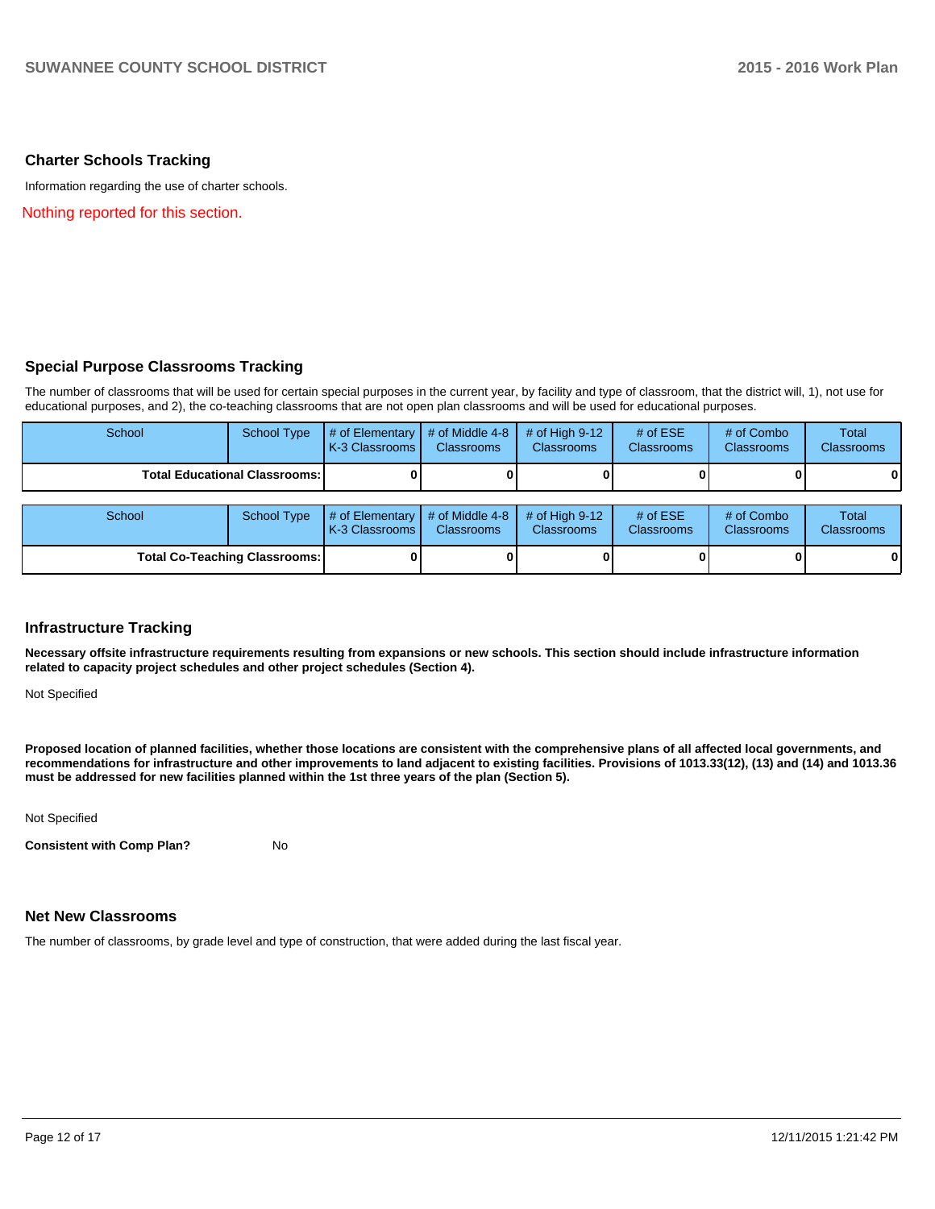## Charter Schools Tracking

Information regarding the use of charter schools.

Nothing reported for this section.

## Special Purpose Classrooms Tracking

The number of classrooms that will be used for certain special purposes in the current year, by facility and type of classroom, that the district will, 1), not use for educational purposes, and 2), the co-teaching classrooms that are not open plan classrooms and will be used for educational purposes.

| School | School Type | # of Elementary K-3 Classrooms | # of Middle 4-8 Classrooms | # of High 9-12 Classrooms | # of ESE Classrooms | # of Combo Classrooms | Total Classrooms |
|---|---|---|---|---|---|---|---|
| **Total Educational Classrooms:** | | **0** | **0** | **0** | **0** | **0** | **0** |

| School | School Type | # of Elementary K-3 Classrooms | # of Middle 4-8 Classrooms | # of High 9-12 Classrooms | # of ESE Classrooms | # of Combo Classrooms | Total Classrooms |
|---|---|---|---|---|---|---|---|
| **Total Co-Teaching Classrooms:** | | **0** | **0** | **0** | **0** | **0** | **0** |

## Infrastructure Tracking

**Necessary offsite infrastructure requirements resulting from expansions or new schools. This section should include infrastructure information related to capacity project schedules and other project schedules (Section 4).**

Not Specified

**Proposed location of planned facilities, whether those locations are consistent with the comprehensive plans of all affected local governments, and recommendations for infrastructure and other improvements to land adjacent to existing facilities. Provisions of 1013.33(12), (13) and (14) and 1013.36 must be addressed for new facilities planned within the 1st three years of the plan (Section 5).**

Not Specified

**Consistent with Comp Plan?** No

## Net New Classrooms

The number of classrooms, by grade level and type of construction, that were added during the last fiscal year.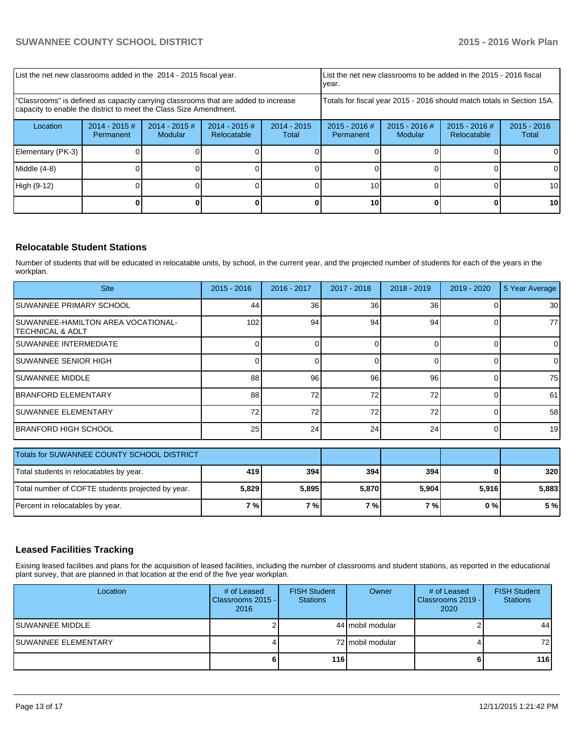| List the net new classrooms added in the 2014 - 2015 fiscal year. | | | | | List the net new classrooms to be added in the 2015 - 2016 fiscal year. | | | |
|---|---|---|---|---|---|---|---|---|
| "Classrooms" is defined as capacity carrying classrooms that are added to increase capacity to enable the district to meet the Class Size Amendment. | | | | | Totals for fiscal year 2015 - 2016 should match totals in Section 15A. | | | |
| Location | 2014 - 2015 # Permanent | 2014 - 2015 # Modular | 2014 - 2015 # Relocatable | 2014 - 2015 Total | 2015 - 2016 # Permanent | 2015 - 2016 # Modular | 2015 - 2016 # Relocatable | 2015 - 2016 Total |
| Elementary (PK-3) | 0 | 0 | 0 | 0 | 0 | 0 | 0 | 0 |
| Middle (4-8) | 0 | 0 | 0 | 0 | 0 | 0 | 0 | 0 |
| High (9-12) | 0 | 0 | 0 | 0 | 10 | 0 | 0 | 10 |
| | **0** | **0** | **0** | **0** | **10** | **0** | **0** | **10** |

## Relocatable Student Stations

Number of students that will be educated in relocatable units, by school, in the current year, and the projected number of students for each of the years in the workplan.

| Site | 2015 - 2016 | 2016 - 2017 | 2017 - 2018 | 2018 - 2019 | 2019 - 2020 | 5 Year Average |
|---|---|---|---|---|---|---|
| SUWANNEE PRIMARY SCHOOL | 44 | 36 | 36 | 36 | 0 | 30 |
| SUWANNEE-HAMILTON AREA VOCATIONAL-TECHNICAL & ADLT | 102 | 94 | 94 | 94 | 0 | 77 |
| SUWANNEE INTERMEDIATE | 0 | 0 | 0 | 0 | 0 | 0 |
| SUWANNEE SENIOR HIGH | 0 | 0 | 0 | 0 | 0 | 0 |
| SUWANNEE MIDDLE | 88 | 96 | 96 | 96 | 0 | 75 |
| BRANFORD ELEMENTARY | 88 | 72 | 72 | 72 | 0 | 61 |
| SUWANNEE ELEMENTARY | 72 | 72 | 72 | 72 | 0 | 58 |
| BRANFORD HIGH SCHOOL | 25 | 24 | 24 | 24 | 0 | 19 |

| Totals for SUWANNEE COUNTY SCHOOL DISTRICT | | | | | | |
|---|---|---|---|---|---|---|
| Total students in relocatables by year. | **419** | **394** | **394** | **394** | **0** | **320** |
| Total number of COFTE students projected by year. | **5,829** | **5,895** | **5,870** | **5,904** | **5,916** | **5,883** |
| Percent in relocatables by year. | **7 %** | **7 %** | **7 %** | **7 %** | **0 %** | **5 %** |

## Leased Facilities Tracking

Exising leased facilities and plans for the acquisition of leased facilities, including the number of classrooms and student stations, as reported in the educational plant survey, that are planned in that location at the end of the five year workplan.

| Location | # of Leased Classrooms 2015 - 2016 | FISH Student Stations | Owner | # of Leased Classrooms 2019 - 2020 | FISH Student Stations |
|---|---|---|---|---|---|
| SUWANNEE MIDDLE | 2 | 44 | mobil modular | 2 | 44 |
| SUWANNEE ELEMENTARY | 4 | 72 | mobil modular | 4 | 72 |
| | **6** | **116** | | **6** | **116** |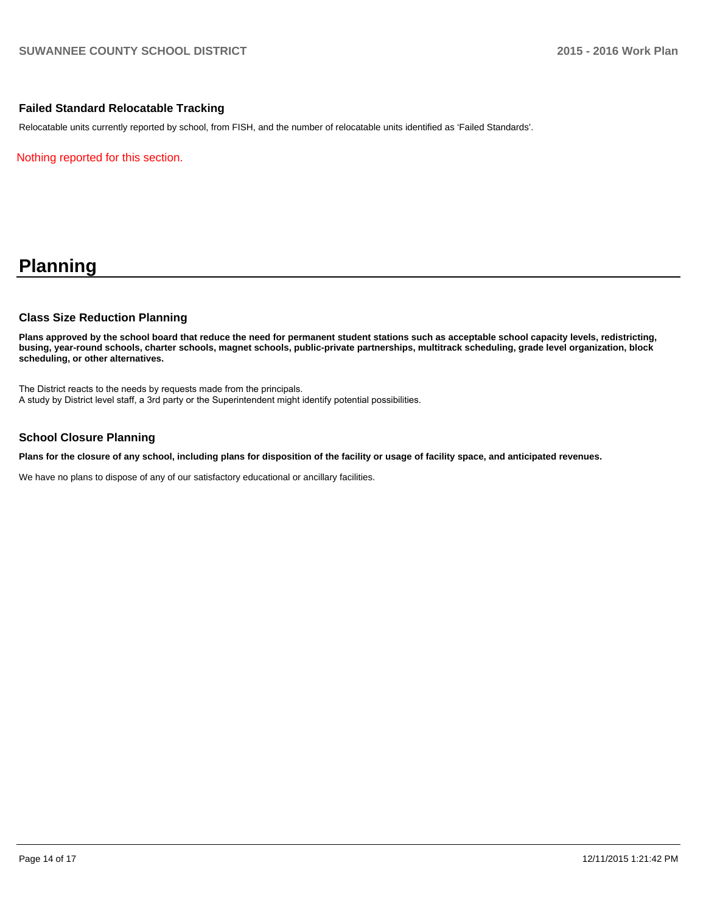### Failed Standard Relocatable Tracking

Relocatable units currently reported by school, from FISH, and the number of relocatable units identified as 'Failed Standards'.

Nothing reported for this section.

# Planning

### Class Size Reduction Planning

**Plans approved by the school board that reduce the need for permanent student stations such as acceptable school capacity levels, redistricting, busing, year-round schools, charter schools, magnet schools, public-private partnerships, multitrack scheduling, grade level organization, block scheduling, or other alternatives.**

The District reacts to the needs by requests made from the principals.
A study by District level staff, a 3rd party or the Superintendent might identify potential possibilities.

### School Closure Planning

**Plans for the closure of any school, including plans for disposition of the facility or usage of facility space, and anticipated revenues.**

We have no plans to dispose of any of our satisfactory educational or ancillary facilities.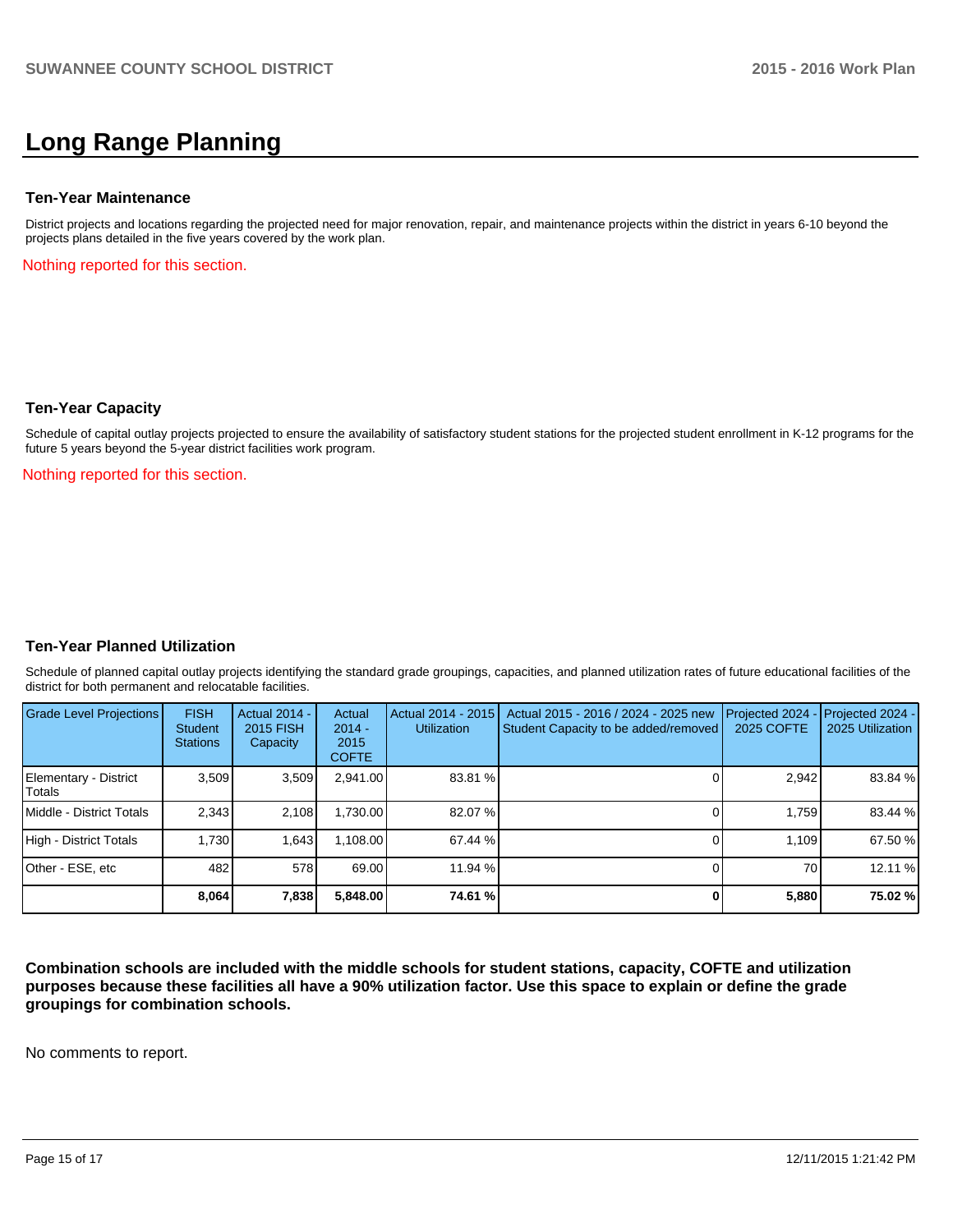# Long Range Planning

### Ten-Year Maintenance

District projects and locations regarding the projected need for major renovation, repair, and maintenance projects within the district in years 6-10 beyond the projects plans detailed in the five years covered by the work plan.

Nothing reported for this section.

### Ten-Year Capacity

Schedule of capital outlay projects projected to ensure the availability of satisfactory student stations for the projected student enrollment in K-12 programs for the future 5 years beyond the 5-year district facilities work program.

Nothing reported for this section.

### Ten-Year Planned Utilization

Schedule of planned capital outlay projects identifying the standard grade groupings, capacities, and planned utilization rates of future educational facilities of the district for both permanent and relocatable facilities.

| Grade Level Projections | FISH Student Stations | Actual 2014 - 2015 FISH Capacity | Actual 2014 - 2015 COFTE | Actual 2014 - 2015 Utilization | Actual 2015 - 2016 / 2024 - 2025 new Student Capacity to be added/removed | Projected 2024 - 2025 COFTE | Projected 2024 - 2025 Utilization |
|---|---|---|---|---|---|---|---|
| Elementary - District Totals | 3,509 | 3,509 | 2,941.00 | 83.81 % | 0 | 2,942 | 83.84 % |
| Middle - District Totals | 2,343 | 2,108 | 1,730.00 | 82.07 % | 0 | 1,759 | 83.44 % |
| High - District Totals | 1,730 | 1,643 | 1,108.00 | 67.44 % | 0 | 1,109 | 67.50 % |
| Other - ESE, etc | 482 | 578 | 69.00 | 11.94 % | 0 | 70 | 12.11 % |
| | **8,064** | **7,838** | **5,848.00** | **74.61 %** | **0** | **5,880** | **75.02 %** |

**Combination schools are included with the middle schools for student stations, capacity, COFTE and utilization purposes because these facilities all have a 90% utilization factor. Use this space to explain or define the grade groupings for combination schools.**

No comments to report.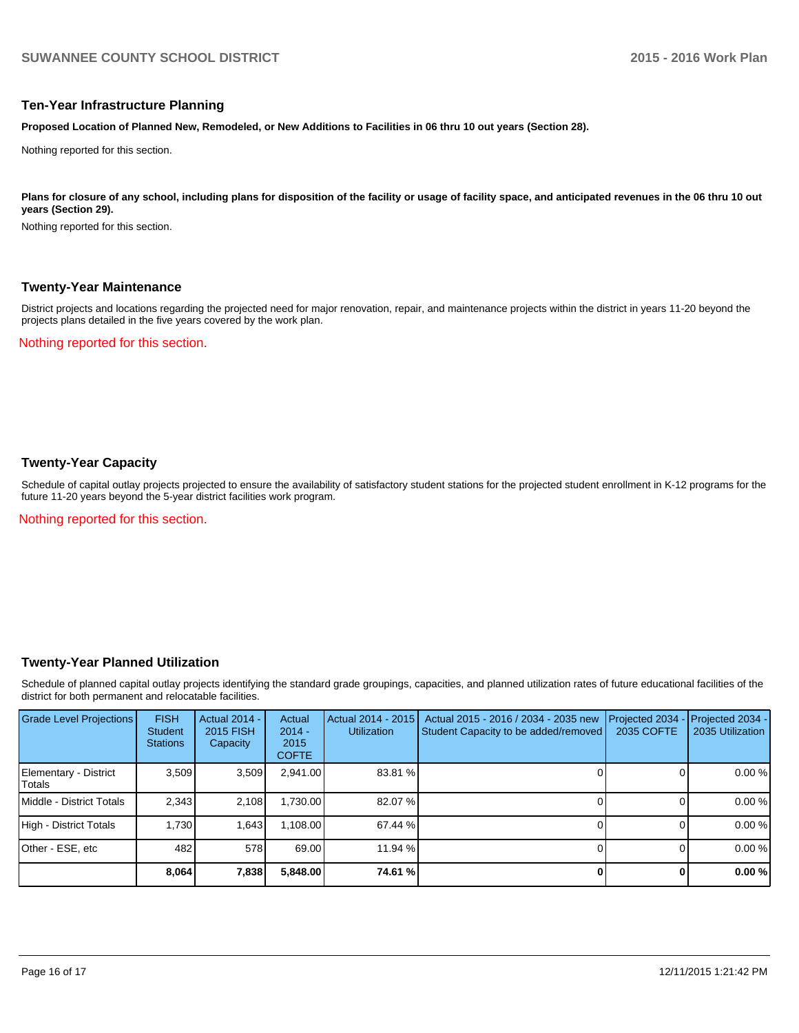## Ten-Year Infrastructure Planning

**Proposed Location of Planned New, Remodeled, or New Additions to Facilities in 06 thru 10 out years (Section 28).**

Nothing reported for this section.

**Plans for closure of any school, including plans for disposition of the facility or usage of facility space, and anticipated revenues in the 06 thru 10 out years (Section 29).**

Nothing reported for this section.

## Twenty-Year Maintenance

District projects and locations regarding the projected need for major renovation, repair, and maintenance projects within the district in years 11-20 beyond the projects plans detailed in the five years covered by the work plan.

Nothing reported for this section.

## Twenty-Year Capacity

Schedule of capital outlay projects projected to ensure the availability of satisfactory student stations for the projected student enrollment in K-12 programs for the future 11-20 years beyond the 5-year district facilities work program.

Nothing reported for this section.

## Twenty-Year Planned Utilization

Schedule of planned capital outlay projects identifying the standard grade groupings, capacities, and planned utilization rates of future educational facilities of the district for both permanent and relocatable facilities.

| Grade Level Projections | FISH Student Stations | Actual 2014 - 2015 FISH Capacity | Actual 2014 - 2015 COFTE | Actual 2014 - 2015 Utilization | Actual 2015 - 2016 / 2034 - 2035 new Student Capacity to be added/removed | Projected 2034 - 2035 COFTE | Projected 2034 - 2035 Utilization |
|---|---|---|---|---|---|---|---|
| Elementary - District Totals | 3,509 | 3,509 | 2,941.00 | 83.81 % | 0 | 0 | 0.00 % |
| Middle - District Totals | 2,343 | 2,108 | 1,730.00 | 82.07 % | 0 | 0 | 0.00 % |
| High - District Totals | 1,730 | 1,643 | 1,108.00 | 67.44 % | 0 | 0 | 0.00 % |
| Other - ESE, etc | 482 | 578 | 69.00 | 11.94 % | 0 | 0 | 0.00 % |
| | **8,064** | **7,838** | **5,848.00** | **74.61 %** | **0** | **0** | **0.00 %** |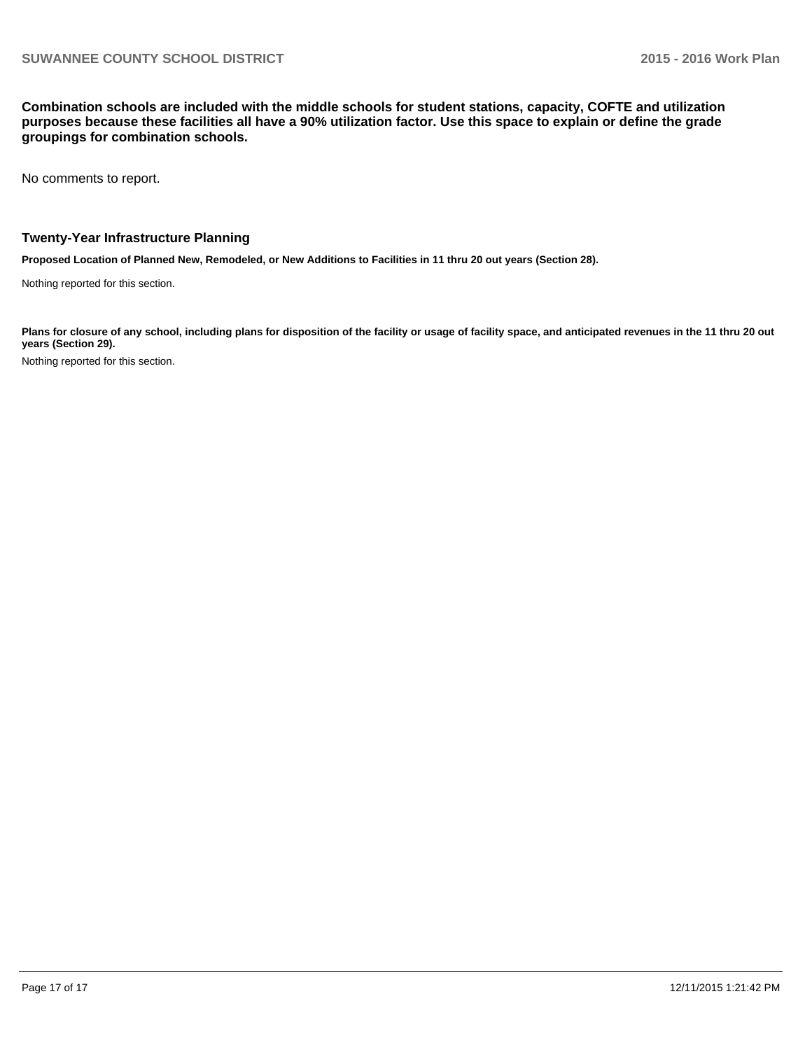**Combination schools are included with the middle schools for student stations, capacity, COFTE and utilization purposes because these facilities all have a 90% utilization factor. Use this space to explain or define the grade groupings for combination schools.**

No comments to report.

## Twenty-Year Infrastructure Planning

**Proposed Location of Planned New, Remodeled, or New Additions to Facilities in 11 thru 20 out years (Section 28).**

Nothing reported for this section.

**Plans for closure of any school, including plans for disposition of the facility or usage of facility space, and anticipated revenues in the 11 thru 20 out years (Section 29).**

Nothing reported for this section.